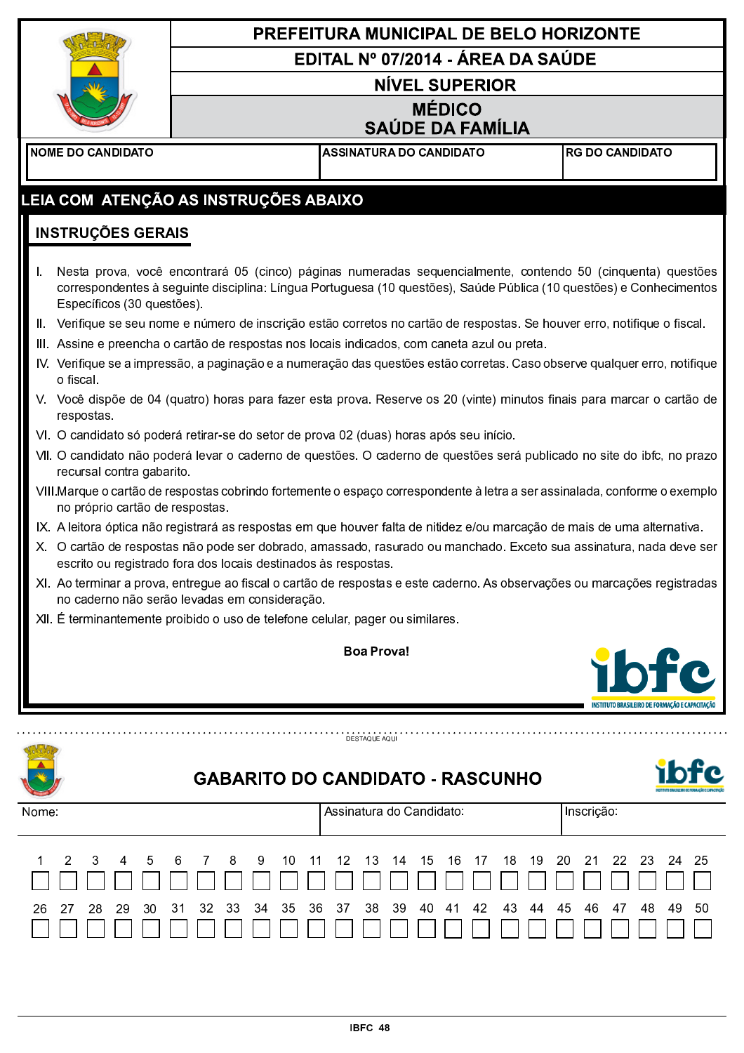# PREFEITURA MUNICIPAL DE BELO HORIZONTE

## EDITAL Nº 07/2014 - ÁREA DA SAÚDE

## NÍVEL SUPERIOR

## MÉDICO
## SAÚDE DA FAMÍLIA

| NOME DO CANDIDATO | ASSINATURA DO CANDIDATO | RG DO CANDIDATO |
|---|---|---|
| | | |

## LEIA COM ATENÇÃO AS INSTRUÇÕES ABAIXO

### INSTRUÇÕES GERAIS

I. Nesta prova, você encontrará 05 (cinco) páginas numeradas sequencialmente, contendo 50 (cinquenta) questões correspondentes à seguinte disciplina: Língua Portuguesa (10 questões), Saúde Pública (10 questões) e Conhecimentos Específicos (30 questões).

II. Verifique se seu nome e número de inscrição estão corretos no cartão de respostas. Se houver erro, notifique o fiscal.

III. Assine e preencha o cartão de respostas nos locais indicados, com caneta azul ou preta.

IV. Verifique se a impressão, a paginação e a numeração das questões estão corretas. Caso observe qualquer erro, notifique o fiscal.

V. Você dispõe de 04 (quatro) horas para fazer esta prova. Reserve os 20 (vinte) minutos finais para marcar o cartão de respostas.

VI. O candidato só poderá retirar-se do setor de prova 02 (duas) horas após seu início.

VII. O candidato não poderá levar o caderno de questões. O caderno de questões será publicado no site do ibfc, no prazo recursal contra gabarito.

VIII. Marque o cartão de respostas cobrindo fortemente o espaço correspondente à letra a ser assinalada, conforme o exemplo no próprio cartão de respostas.

IX. A leitora óptica não registrará as respostas em que houver falta de nitidez e/ou marcação de mais de uma alternativa.

X. O cartão de respostas não pode ser dobrado, amassado, rasurado ou manchado. Exceto sua assinatura, nada deve ser escrito ou registrado fora dos locais destinados às respostas.

XI. Ao terminar a prova, entregue ao fiscal o cartão de respostas e este caderno. As observações ou marcações registradas no caderno não serão levadas em consideração.

XII. É terminantemente proibido o uso de telefone celular, pager ou similares.

**Boa Prova!**

ibfc — INSTITUTO BRASILEIRO DE FORMAÇÃO E CAPACITAÇÃO

DESTAQUE AQUI

## GABARITO DO CANDIDATO - RASCUNHO

| Nome: | Assinatura do Candidato: | Inscrição: |
|---|---|---|
| | | |

| 1 | 2 | 3 | 4 | 5 | 6 | 7 | 8 | 9 | 10 | 11 | 12 | 13 | 14 | 15 | 16 | 17 | 18 | 19 | 20 | 21 | 22 | 23 | 24 | 25 |
|---|---|---|---|---|---|---|---|---|---|---|---|---|---|---|---|---|---|---|---|---|---|---|---|---|
| | | | | | | | | | | | | | | | | | | | | | | | | |

| 26 | 27 | 28 | 29 | 30 | 31 | 32 | 33 | 34 | 35 | 36 | 37 | 38 | 39 | 40 | 41 | 42 | 43 | 44 | 45 | 46 | 47 | 48 | 49 | 50 |
|---|---|---|---|---|---|---|---|---|---|---|---|---|---|---|---|---|---|---|---|---|---|---|---|---|
| | | | | | | | | | | | | | | | | | | | | | | | | |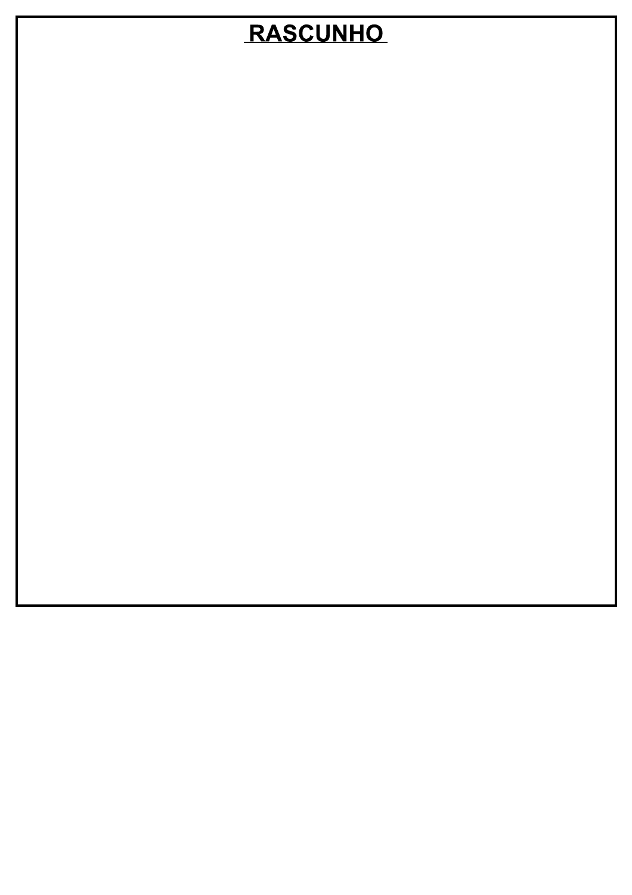# RASCUNHO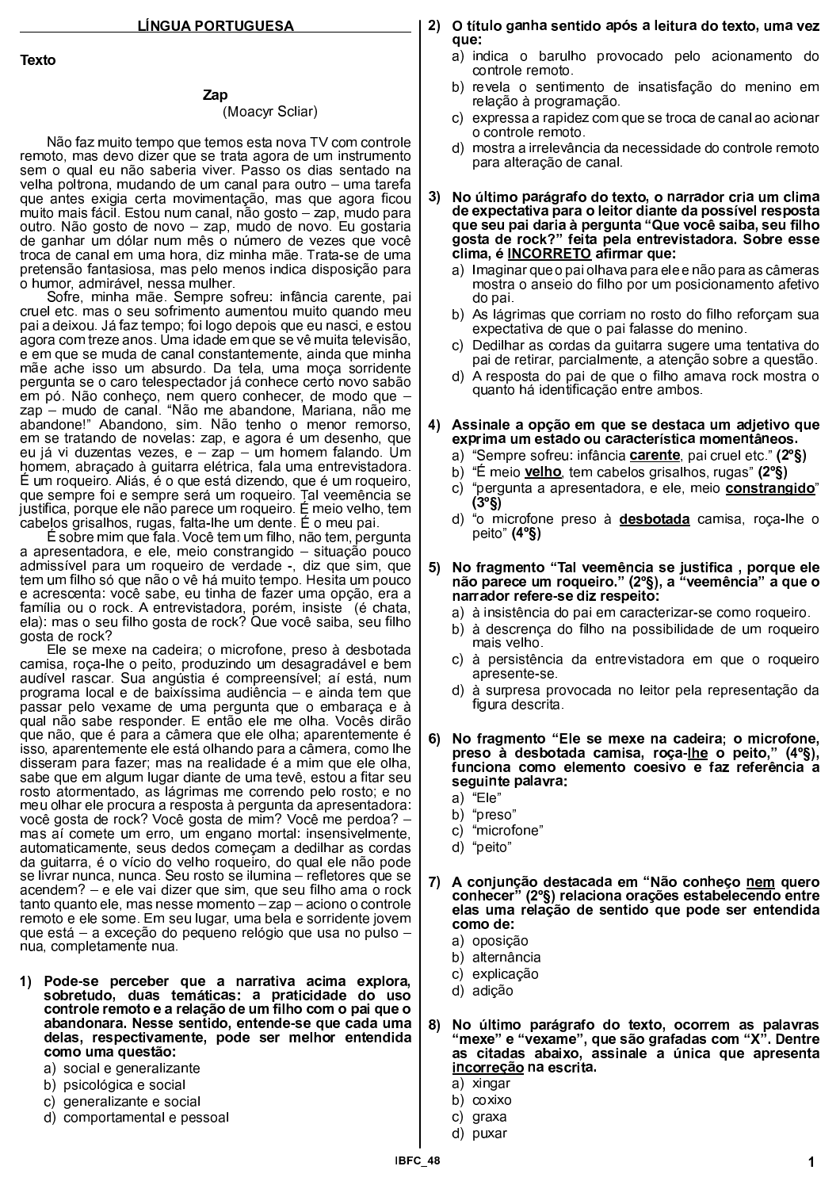## LÍNGUA PORTUGUESA

**Texto**

### Zap
(Moacyr Scliar)

Não faz muito tempo que temos esta nova TV com controle remoto, mas devo dizer que se trata agora de um instrumento sem o qual eu não saberia viver. Passo os dias sentado na velha poltrona, mudando de um canal para outro – uma tarefa que antes exigia certa movimentação, mas que agora ficou muito mais fácil. Estou num canal, não gosto – zap, mudo para outro. Não gosto de novo – zap, mudo de novo. Eu gostaria de ganhar um dólar num mês o número de vezes que você troca de canal em uma hora, diz minha mãe. Trata-se de uma pretensão fantasiosa, mas pelo menos indica disposição para o humor, admirável, nessa mulher.

Sofre, minha mãe. Sempre sofreu: infância carente, pai cruel etc. mas o seu sofrimento aumentou muito quando meu pai a deixou. Já faz tempo; foi logo depois que eu nasci, e estou agora com treze anos. Uma idade em que se vê muita televisão, e em que se muda de canal constantemente, ainda que minha mãe ache isso um absurdo. Da tela, uma moça sorridente pergunta se o caro telespectador já conhece certo novo sabão em pó. Não conheço, nem quero conhecer, de modo que – zap – mudo de canal. "Não me abandone, Mariana, não me abandone!" Abandono, sim. Não tenho o menor remorso, em se tratando de novelas: zap, e agora é um desenho, que eu já vi duzentas vezes, e – zap – um homem falando. Um homem, abraçado à guitarra elétrica, fala uma entrevistadora. É um roqueiro. Aliás, é o que está dizendo, que é um roqueiro, que sempre foi e sempre será um roqueiro. Tal veemência se justifica, porque ele não parece um roqueiro. É meio velho, tem cabelos grisalhos, rugas, falta-lhe um dente. É o meu pai.

É sobre mim que fala. Você tem um filho, não tem, pergunta a apresentadora, e ele, meio constrangido – situação pouco admissível para um roqueiro de verdade -, diz que sim, que tem um filho só que não o vê há muito tempo. Hesita um pouco e acrescenta: você sabe, eu tinha de fazer uma opção, era a família ou o rock. A entrevistadora, porém, insiste (é chata, ela): mas o seu filho gosta de rock? Que você saiba, seu filho gosta de rock?

Ele se mexe na cadeira; o microfone, preso à desbotada camisa, roça-lhe o peito, produzindo um desagradável e bem audível rascar. Sua angústia é compreensível; aí está, num programa local e de baixíssima audiência – e ainda tem que passar pelo vexame de uma pergunta que o embaraça e à qual não sabe responder. E então ele me olha. Vocês dirão que não, que é para a câmera que ele olha; aparentemente é isso, aparentemente ele está olhando para a câmera, como lhe disseram para fazer; mas na realidade é a mim que ele olha, sabe que em algum lugar diante de uma tevê, estou a fitar seu rosto atormentado, as lágrimas me correndo pelo rosto; e no meu olhar ele procura a resposta à pergunta da apresentadora: você gosta de rock? Você gosta de mim? Você me perdoa? – mas aí comete um erro, um engano mortal: insensivelmente, automaticamente, seus dedos começam a dedilhar as cordas da guitarra, é o vício do velho roqueiro, do qual ele não pode se livrar nunca, nunca. Seu rosto se ilumina – refletores que se acendem? – e ele vai dizer que sim, que seu filho ama o rock tanto quanto ele, mas nesse momento – zap – aciono o controle remoto e ele some. Em seu lugar, uma bela e sorridente jovem que está – a exceção do pequeno relógio que usa no pulso – nua, completamente nua.

**1) Pode-se perceber que a narrativa acima explora, sobretudo, duas temáticas: a praticidade do uso controle remoto e a relação de um filho com o pai que o abandonara. Nesse sentido, entende-se que cada uma delas, respectivamente, pode ser melhor entendida como uma questão:**

a) social e generalizante
b) psicológica e social
c) generalizante e social
d) comportamental e pessoal

**2) O título ganha sentido após a leitura do texto, uma vez que:**

a) indica o barulho provocado pelo acionamento do controle remoto.
b) revela o sentimento de insatisfação do menino em relação à programação.
c) expressa a rapidez com que se troca de canal ao acionar o controle remoto.
d) mostra a irrelevância da necessidade do controle remoto para alteração de canal.

**3) No último parágrafo do texto, o narrador cria um clima de expectativa para o leitor diante da possível resposta que seu pai daria à pergunta "Que você saiba, seu filho gosta de rock?" feita pela entrevistadora. Sobre esse clima, é <u>INCORRETO</u> afirmar que:**

a) Imaginar que o pai olhava para ele e não para as câmeras mostra o anseio do filho por um posicionamento afetivo do pai.
b) As lágrimas que corriam no rosto do filho reforçam sua expectativa de que o pai falasse do menino.
c) Dedilhar as cordas da guitarra sugere uma tentativa do pai de retirar, parcialmente, a atenção sobre a questão.
d) A resposta do pai de que o filho amava rock mostra o quanto há identificação entre ambos.

**4) Assinale a opção em que se destaca um adjetivo que exprima um estado ou característica momentâneos.**

a) "Sempre sofreu: infância <u>**carente**</u>, pai cruel etc." **(2º§)**
b) "É meio <u>**velho**</u>, tem cabelos grisalhos, rugas" **(2º§)**
c) "pergunta a apresentadora, e ele, meio <u>**constrangido**</u>" **(3º§)**
d) "o microfone preso à <u>**desbotada**</u> camisa, roça-lhe o peito" **(4º§)**

**5) No fragmento "Tal veemência se justifica , porque ele não parece um roqueiro." (2º§), a "veemência" a que o narrador refere-se diz respeito:**

a) à insistência do pai em caracterizar-se como roqueiro.
b) à descrença do filho na possibilidade de um roqueiro mais velho.
c) à persistência da entrevistadora em que o roqueiro apresente-se.
d) à surpresa provocada no leitor pela representação da figura descrita.

**6) No fragmento "Ele se mexe na cadeira; o microfone, preso à desbotada camisa, roça-<u>lhe</u> o peito," (4º§), funciona como elemento coesivo e faz referência a seguinte palavra:**

a) "Ele"
b) "preso"
c) "microfone"
d) "peito"

**7) A conjunção destacada em "Não conheço <u>nem</u> quero conhecer" (2º§) relaciona orações estabelecendo entre elas uma relação de sentido que pode ser entendida como de:**

a) oposição
b) alternância
c) explicação
d) adição

**8) No último parágrafo do texto, ocorrem as palavras "mexe" e "vexame", que são grafadas com "X". Dentre as citadas abaixo, assinale a única que apresenta <u>incorreção</u> na escrita.**

a) xingar
b) coxixo
c) graxa
d) puxar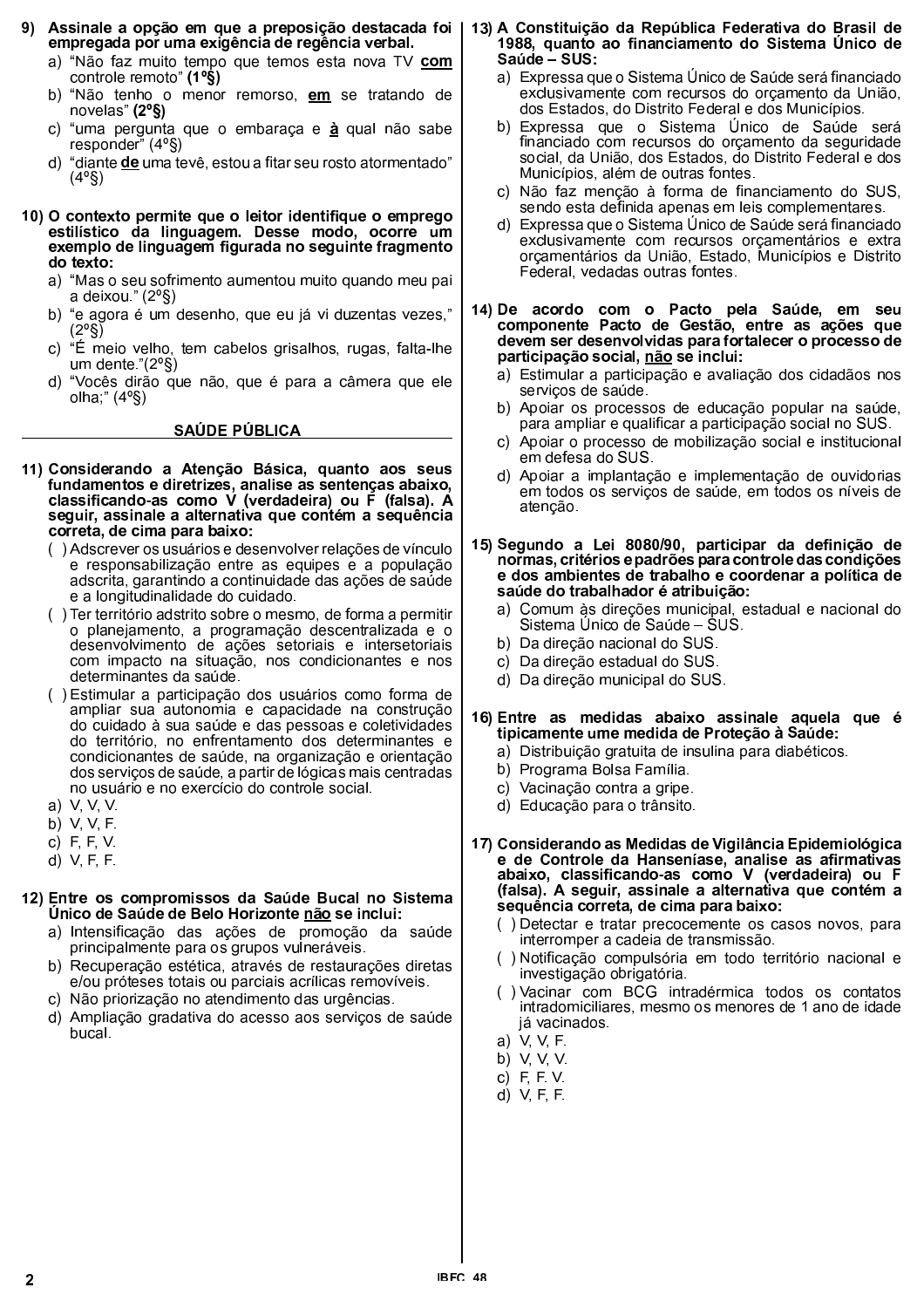**9) Assinale a opção em que a preposição destacada foi empregada por uma exigência de regência verbal.**

a) "Não faz muito tempo que temos esta nova TV **com** controle remoto" **(1º§)**
b) "Não tenho o menor remorso, **em** se tratando de novelas" **(2º§)**
c) "uma pergunta que o embaraça e **à** qual não sabe responder" (4º§)
d) "diante **de** uma tevê, estou a fitar seu rosto atormentado" (4º§)

**10) O contexto permite que o leitor identifique o emprego estilístico da linguagem. Desse modo, ocorre um exemplo de linguagem figurada no seguinte fragmento do texto:**

a) "Mas o seu sofrimento aumentou muito quando meu pai a deixou." (2º§)
b) "e agora é um desenho, que eu já vi duzentas vezes," (2º§)
c) "É meio velho, tem cabelos grisalhos, rugas, falta-lhe um dente."(2º§)
d) "Vocês dirão que não, que é para a câmera que ele olha;" (4º§)

## SAÚDE PÚBLICA

**11) Considerando a Atenção Básica, quanto aos seus fundamentos e diretrizes, analise as sentenças abaixo, classificando-as como V (verdadeira) ou F (falsa). A seguir, assinale a alternativa que contém a sequência correta, de cima para baixo:**

( ) Adscrever os usuários e desenvolver relações de vínculo e responsabilização entre as equipes e a população adscrita, garantindo a continuidade das ações de saúde e a longitudinalidade do cuidado.
( ) Ter território adstrito sobre o mesmo, de forma a permitir o planejamento, a programação descentralizada e o desenvolvimento de ações setoriais e intersetoriais com impacto na situação, nos condicionantes e nos determinantes da saúde.
( ) Estimular a participação dos usuários como forma de ampliar sua autonomia e capacidade na construção do cuidado à sua saúde e das pessoas e coletividades do território, no enfrentamento dos determinantes e condicionantes de saúde, na organização e orientação dos serviços de saúde, a partir de lógicas mais centradas no usuário e no exercício do controle social.

a) V, V, V.
b) V, V, F.
c) F, F, V.
d) V, F, F.

**12) Entre os compromissos da Saúde Bucal no Sistema Único de Saúde de Belo Horizonte não se inclui:**

a) Intensificação das ações de promoção da saúde principalmente para os grupos vulneráveis.
b) Recuperação estética, através de restaurações diretas e/ou próteses totais ou parciais acrílicas removíveis.
c) Não priorização no atendimento das urgências.
d) Ampliação gradativa do acesso aos serviços de saúde bucal.

**13) A Constituição da República Federativa do Brasil de 1988, quanto ao financiamento do Sistema Único de Saúde – SUS:**

a) Expressa que o Sistema Único de Saúde será financiado exclusivamente com recursos do orçamento da União, dos Estados, do Distrito Federal e dos Municípios.
b) Expressa que o Sistema Único de Saúde será financiado com recursos do orçamento da seguridade social, da União, dos Estados, do Distrito Federal e dos Municípios, além de outras fontes.
c) Não faz menção à forma de financiamento do SUS, sendo esta definida apenas em leis complementares.
d) Expressa que o Sistema Único de Saúde será financiado exclusivamente com recursos orçamentários e extra orçamentários da União, Estado, Municípios e Distrito Federal, vedadas outras fontes.

**14) De acordo com o Pacto pela Saúde, em seu componente Pacto de Gestão, entre as ações que devem ser desenvolvidas para fortalecer o processo de participação social, não se inclui:**

a) Estimular a participação e avaliação dos cidadãos nos serviços de saúde.
b) Apoiar os processos de educação popular na saúde, para ampliar e qualificar a participação social no SUS.
c) Apoiar o processo de mobilização social e institucional em defesa do SUS.
d) Apoiar a implantação e implementação de ouvidorias em todos os serviços de saúde, em todos os níveis de atenção.

**15) Segundo a Lei 8080/90, participar da definição de normas, critérios e padrões para controle das condições e dos ambientes de trabalho e coordenar a política de saúde do trabalhador é atribuição:**

a) Comum às direções municipal, estadual e nacional do Sistema Único de Saúde – SUS.
b) Da direção nacional do SUS.
c) Da direção estadual do SUS.
d) Da direção municipal do SUS.

**16) Entre as medidas abaixo assinale aquela que é tipicamente ume medida de Proteção à Saúde:**

a) Distribuição gratuita de insulina para diabéticos.
b) Programa Bolsa Família.
c) Vacinação contra a gripe.
d) Educação para o trânsito.

**17) Considerando as Medidas de Vigilância Epidemiológica e de Controle da Hanseníase, analise as afirmativas abaixo, classificando-as como V (verdadeira) ou F (falsa). A seguir, assinale a alternativa que contém a sequência correta, de cima para baixo:**

( ) Detectar e tratar precocemente os casos novos, para interromper a cadeia de transmissão.
( ) Notificação compulsória em todo território nacional e investigação obrigatória.
( ) Vacinar com BCG intradérmica todos os contatos intradomiciliares, mesmo os menores de 1 ano de idade já vacinados.

a) V, V, F.
b) V, V, V.
c) F, F. V.
d) V, F, F.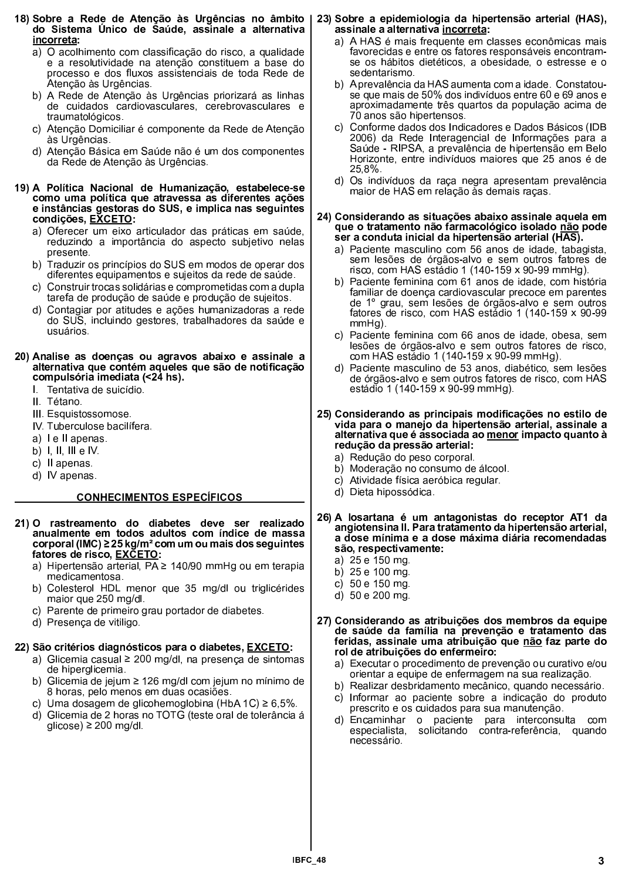**18) Sobre a Rede de Atenção às Urgências no âmbito do Sistema Único de Saúde, assinale a alternativa <u>incorreta</u>:**

a) O acolhimento com classificação do risco, a qualidade e a resolutividade na atenção constituem a base do processo e dos fluxos assistenciais de toda Rede de Atenção às Urgências.
b) A Rede de Atenção às Urgências priorizará as linhas de cuidados cardiovasculares, cerebrovasculares e traumatológicos.
c) Atenção Domiciliar é componente da Rede de Atenção às Urgências.
d) Atenção Básica em Saúde não é um dos componentes da Rede de Atenção às Urgências.

**19) A Política Nacional de Humanização, estabelece-se como uma política que atravessa as diferentes ações e instâncias gestoras do SUS, e implica nas seguintes condições, <u>EXCETO</u>:**

a) Oferecer um eixo articulador das práticas em saúde, reduzindo a importância do aspecto subjetivo nelas presente.
b) Traduzir os princípios do SUS em modos de operar dos diferentes equipamentos e sujeitos da rede de saúde.
c) Construir trocas solidárias e comprometidas com a dupla tarefa de produção de saúde e produção de sujeitos.
d) Contagiar por atitudes e ações humanizadoras a rede do SUS, incluindo gestores, trabalhadores da saúde e usuários.

**20) Analise as doenças ou agravos abaixo e assinale a alternativa que contém aqueles que são de notificação compulsória imediata (<24 hs).**

I. Tentativa de suicídio.
II. Tétano.
III. Esquistossomose.
IV. Tuberculose bacilífera.

a) I e II apenas.
b) I, II, III e IV.
c) II apenas.
d) IV apenas.

## CONHECIMENTOS ESPECÍFICOS

**21) O rastreamento do diabetes deve ser realizado anualmente em todos adultos com índice de massa corporal (IMC) ≥ 25 kg/m² com um ou mais dos seguintes fatores de risco, <u>EXCETO</u>:**

a) Hipertensão arterial, PA ≥ 140/90 mmHg ou em terapia medicamentosa.
b) Colesterol HDL menor que 35 mg/dl ou triglicérides maior que 250 mg/dl.
c) Parente de primeiro grau portador de diabetes.
d) Presença de vitiligo.

**22) São critérios diagnósticos para o diabetes, <u>EXCETO</u>:**

a) Glicemia casual ≥ 200 mg/dl, na presença de sintomas de hiperglicemia.
b) Glicemia de jejum ≥ 126 mg/dl com jejum no mínimo de 8 horas, pelo menos em duas ocasiões.
c) Uma dosagem de glicohemoglobina (HbA 1C) ≥ 6,5%.
d) Glicemia de 2 horas no TOTG (teste oral de tolerância á glicose) ≥ 200 mg/dl.

**23) Sobre a epidemiologia da hipertensão arterial (HAS), assinale a alternativa <u>incorreta</u>:**

a) A HAS é mais frequente em classes econômicas mais favorecidas e entre os fatores responsáveis encontram-se os hábitos dietéticos, a obesidade, o estresse e o sedentarismo.
b) A prevalência da HAS aumenta com a idade. Constatou-se que mais de 50% dos indivíduos entre 60 e 69 anos e aproximadamente três quartos da população acima de 70 anos são hipertensos.
c) Conforme dados dos Indicadores e Dados Básicos (IDB 2006) da Rede Interagencial de Informações para a Saúde - RIPSA, a prevalência de hipertensão em Belo Horizonte, entre indivíduos maiores que 25 anos é de 25,8%.
d) Os indivíduos da raça negra apresentam prevalência maior de HAS em relação às demais raças.

**24) Considerando as situações abaixo assinale aquela em que o tratamento não farmacológico isolado <u>não</u> pode ser a conduta inicial da hipertensão arterial (HAS).**

a) Paciente masculino com 56 anos de idade, tabagista, sem lesões de órgãos-alvo e sem outros fatores de risco, com HAS estádio 1 (140-159 x 90-99 mmHg).
b) Paciente feminina com 61 anos de idade, com história familiar de doença cardiovascular precoce em parentes de 1º grau, sem lesões de órgãos-alvo e sem outros fatores de risco, com HAS estádio 1 (140-159 x 90-99 mmHg).
c) Paciente feminina com 66 anos de idade, obesa, sem lesões de órgãos-alvo e sem outros fatores de risco, com HAS estádio 1 (140-159 x 90-99 mmHg).
d) Paciente masculino de 53 anos, diabético, sem lesões de órgãos-alvo e sem outros fatores de risco, com HAS estádio 1 (140-159 x 90-99 mmHg).

**25) Considerando as principais modificações no estilo de vida para o manejo da hipertensão arterial, assinale a alternativa que é associada ao <u>menor</u> impacto quanto à redução da pressão arterial:**

a) Redução do peso corporal.
b) Moderação no consumo de álcool.
c) Atividade física aeróbica regular.
d) Dieta hipossódica.

**26) A losartana é um antagonistas do receptor AT1 da angiotensina II. Para tratamento da hipertensão arterial, a dose mínima e a dose máxima diária recomendadas são, respectivamente:**

a) 25 e 150 mg.
b) 25 e 100 mg.
c) 50 e 150 mg.
d) 50 e 200 mg.

**27) Considerando as atribuições dos membros da equipe de saúde da família na prevenção e tratamento das feridas, assinale uma atribuição que <u>não</u> faz parte do rol de atribuições do enfermeiro:**

a) Executar o procedimento de prevenção ou curativo e/ou orientar a equipe de enfermagem na sua realização.
b) Realizar desbridamento mecânico, quando necessário.
c) Informar ao paciente sobre a indicação do produto prescrito e os cuidados para sua manutenção.
d) Encaminhar o paciente para interconsulta com especialista, solicitando contra-referência, quando necessário.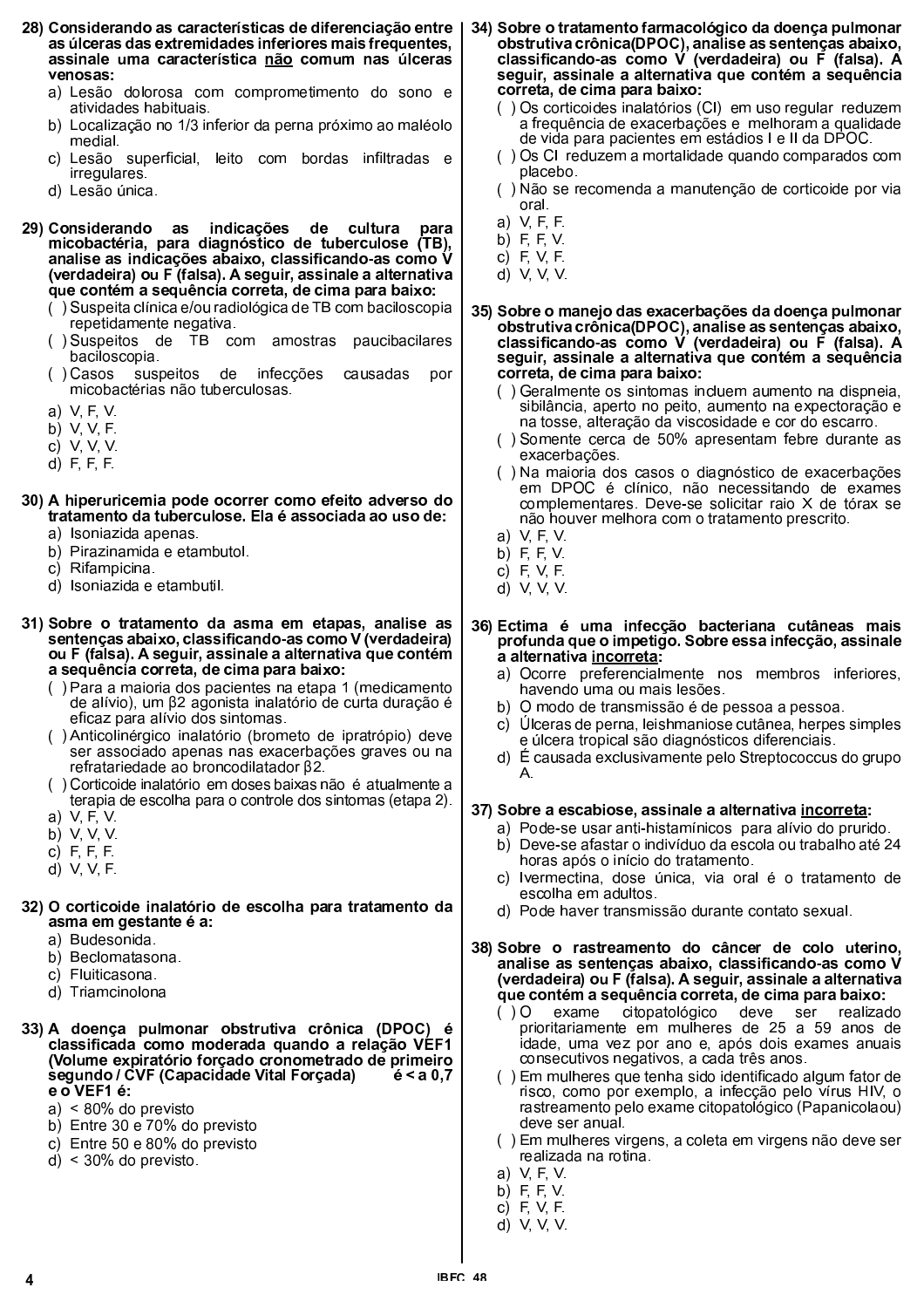**28) Considerando as características de diferenciação entre as úlceras das extremidades inferiores mais frequentes, assinale uma característica não comum nas úlceras venosas:**

a) Lesão dolorosa com comprometimento do sono e atividades habituais.
b) Localização no 1/3 inferior da perna próximo ao maléolo medial.
c) Lesão superficial, leito com bordas infiltradas e irregulares.
d) Lesão única.

**29) Considerando as indicações de cultura para micobactéria, para diagnóstico de tuberculose (TB), analise as indicações abaixo, classificando-as como V (verdadeira) ou F (falsa). A seguir, assinale a alternativa que contém a sequência correta, de cima para baixo:**

( ) Suspeita clínica e/ou radiológica de TB com baciloscopia repetidamente negativa.
( ) Suspeitos de TB com amostras paucibacilares baciloscopia.
( ) Casos suspeitos de infecções causadas por micobactérias não tuberculosas.

a) V, F, V.
b) V, V, F.
c) V, V, V.
d) F, F, F.

**30) A hiperuricemia pode ocorrer como efeito adverso do tratamento da tuberculose. Ela é associada ao uso de:**

a) Isoniazida apenas.
b) Pirazinamida e etambutol.
c) Rifampicina.
d) Isoniazida e etambutil.

**31) Sobre o tratamento da asma em etapas, analise as sentenças abaixo, classificando-as como V (verdadeira) ou F (falsa). A seguir, assinale a alternativa que contém a sequência correta, de cima para baixo:**

( ) Para a maioria dos pacientes na etapa 1 (medicamento de alívio), um β2 agonista inalatório de curta duração é eficaz para alívio dos sintomas.
( ) Anticolinérgico inalatório (brometo de ipratrópio) deve ser associado apenas nas exacerbações graves ou na refratariedade ao broncodilatador β2.
( ) Corticoide inalatório em doses baixas não é atualmente a terapia de escolha para o controle dos sintomas (etapa 2).

a) V, F, V.
b) V, V, V.
c) F, F, F.
d) V, V, F.

**32) O corticoide inalatório de escolha para tratamento da asma em gestante é a:**

a) Budesonida.
b) Beclomatasona.
c) Fluiticasona.
d) Triamcinolona

**33) A doença pulmonar obstrutiva crônica (DPOC) é classificada como moderada quando a relação VEF1 (Volume expiratório forçado cronometrado de primeiro segundo / CVF (Capacidade Vital Forçada) é < a 0,7 e o VEF1 é:**

a) < 80% do previsto
b) Entre 30 e 70% do previsto
c) Entre 50 e 80% do previsto
d) < 30% do previsto.

**34) Sobre o tratamento farmacológico da doença pulmonar obstrutiva crônica(DPOC), analise as sentenças abaixo, classificando-as como V (verdadeira) ou F (falsa). A seguir, assinale a alternativa que contém a sequência correta, de cima para baixo:**

( ) Os corticoides inalatórios (CI) em uso regular reduzem a frequência de exacerbações e melhoram a qualidade de vida para pacientes em estádios I e II da DPOC.
( ) Os CI reduzem a mortalidade quando comparados com placebo.
( ) Não se recomenda a manutenção de corticoide por via oral.

a) V, F, F.
b) F, F, V.
c) F, V, F.
d) V, V, V.

**35) Sobre o manejo das exacerbações da doença pulmonar obstrutiva crônica(DPOC), analise as sentenças abaixo, classificando-as como V (verdadeira) ou F (falsa). A seguir, assinale a alternativa que contém a sequência correta, de cima para baixo:**

( ) Geralmente os sintomas incluem aumento na dispneia, sibilância, aperto no peito, aumento na expectoração e na tosse, alteração da viscosidade e cor do escarro.
( ) Somente cerca de 50% apresentam febre durante as exacerbações.
( ) Na maioria dos casos o diagnóstico de exacerbações em DPOC é clínico, não necessitando de exames complementares. Deve-se solicitar raio X de tórax se não houver melhora com o tratamento prescrito.

a) V, F, V.
b) F, F, V.
c) F, V, F.
d) V, V, V.

**36) Ectima é uma infecção bacteriana cutâneas mais profunda que o impetigo. Sobre essa infecção, assinale a alternativa incorreta:**

a) Ocorre preferencialmente nos membros inferiores, havendo uma ou mais lesões.
b) O modo de transmissão é de pessoa a pessoa.
c) Úlceras de perna, leishmaniose cutânea, herpes simples e úlcera tropical são diagnósticos diferenciais.
d) É causada exclusivamente pelo Streptococcus do grupo A.

**37) Sobre a escabiose, assinale a alternativa incorreta:**

a) Pode-se usar anti-histamínicos para alívio do prurido.
b) Deve-se afastar o indivíduo da escola ou trabalho até 24 horas após o início do tratamento.
c) Ivermectina, dose única, via oral é o tratamento de escolha em adultos.
d) Pode haver transmissão durante contato sexual.

**38) Sobre o rastreamento do câncer de colo uterino, analise as sentenças abaixo, classificando-as como V (verdadeira) ou F (falsa). A seguir, assinale a alternativa que contém a sequência correta, de cima para baixo:**

( ) O exame citopatológico deve ser realizado prioritariamente em mulheres de 25 a 59 anos de idade, uma vez por ano e, após dois exames anuais consecutivos negativos, a cada três anos.
( ) Em mulheres que tenha sido identificado algum fator de risco, como por exemplo, a infecção pelo vírus HIV, o rastreamento pelo exame citopatológico (Papanicolaou) deve ser anual.
( ) Em mulheres virgens, a coleta em virgens não deve ser realizada na rotina.

a) V, F, V.
b) F, F, V.
c) F, V, F.
d) V, V, V.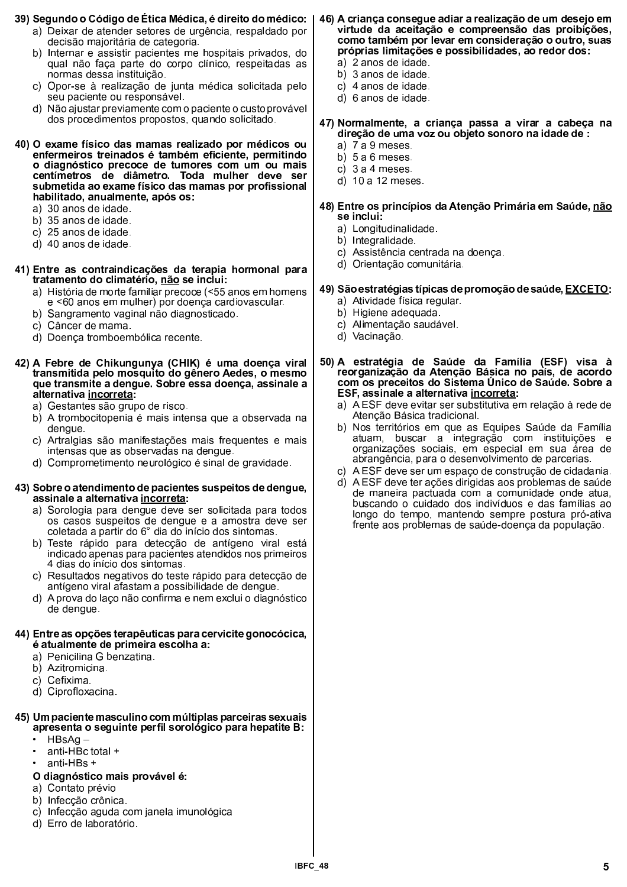**39) Segundo o Código de Ética Médica, é direito do médico:**

a) Deixar de atender setores de urgência, respaldado por decisão majoritária de categoria.
b) Internar e assistir pacientes me hospitais privados, do qual não faça parte do corpo clínico, respeitadas as normas dessa instituição.
c) Opor-se à realização de junta médica solicitada pelo seu paciente ou responsável.
d) Não ajustar previamente com o paciente o custo provável dos procedimentos propostos, quando solicitado.

**40) O exame físico das mamas realizado por médicos ou enfermeiros treinados é também eficiente, permitindo o diagnóstico precoce de tumores com um ou mais centímetros de diâmetro. Toda mulher deve ser submetida ao exame físico das mamas por profissional habilitado, anualmente, após os:**

a) 30 anos de idade.
b) 35 anos de idade.
c) 25 anos de idade.
d) 40 anos de idade.

**41) Entre as contraindicações da terapia hormonal para tratamento do climatério, não se inclui:**

a) História de morte familiar precoce (<55 anos em homens e <60 anos em mulher) por doença cardiovascular.
b) Sangramento vaginal não diagnosticado.
c) Câncer de mama.
d) Doença tromboembólica recente.

**42) A Febre de Chikungunya (CHIK) é uma doença viral transmitida pelo mosquito do gênero Aedes, o mesmo que transmite a dengue. Sobre essa doença, assinale a alternativa incorreta:**

a) Gestantes são grupo de risco.
b) A trombocitopenia é mais intensa que a observada na dengue.
c) Artralgias são manifestações mais frequentes e mais intensas que as observadas na dengue.
d) Comprometimento neurológico é sinal de gravidade.

**43) Sobre o atendimento de pacientes suspeitos de dengue, assinale a alternativa incorreta:**

a) Sorologia para dengue deve ser solicitada para todos os casos suspeitos de dengue e a amostra deve ser coletada a partir do 6° dia do início dos sintomas.
b) Teste rápido para detecção de antígeno viral está indicado apenas para pacientes atendidos nos primeiros 4 dias do início dos sintomas.
c) Resultados negativos do teste rápido para detecção de antígeno viral afastam a possibilidade de dengue.
d) A prova do laço não confirma e nem exclui o diagnóstico de dengue.

**44) Entre as opções terapêuticas para cervicite gonocócica, é atualmente de primeira escolha a:**

a) Penicilina G benzatina.
b) Azitromicina.
c) Cefixima.
d) Ciprofloxacina.

**45) Um paciente masculino com múltiplas parceiras sexuais apresenta o seguinte perfil sorológico para hepatite B:**

- HBsAg –
- anti-HBc total +
- anti-HBs +

**O diagnóstico mais provável é:**

a) Contato prévio
b) Infecção crônica.
c) Infecção aguda com janela imunológica
d) Erro de laboratório.

**46) A criança consegue adiar a realização de um desejo em virtude da aceitação e compreensão das proibições, como também por levar em consideração o outro, suas próprias limitações e possibilidades, ao redor dos:**

a) 2 anos de idade.
b) 3 anos de idade.
c) 4 anos de idade.
d) 6 anos de idade.

**47) Normalmente, a criança passa a virar a cabeça na direção de uma voz ou objeto sonoro na idade de :**

a) 7 a 9 meses.
b) 5 a 6 meses.
c) 3 a 4 meses.
d) 10 a 12 meses.

**48) Entre os princípios da Atenção Primária em Saúde, não se inclui:**

a) Longitudinalidade.
b) Integralidade.
c) Assistência centrada na doença.
d) Orientação comunitária.

**49) São estratégias típicas de promoção de saúde, EXCETO:**

a) Atividade física regular.
b) Higiene adequada.
c) Alimentação saudável.
d) Vacinação.

**50) A estratégia de Saúde da Família (ESF) visa à reorganização da Atenção Básica no país, de acordo com os preceitos do Sistema Único de Saúde. Sobre a ESF, assinale a alternativa incorreta:**

a) A ESF deve evitar ser substitutiva em relação à rede de Atenção Básica tradicional.
b) Nos territórios em que as Equipes Saúde da Família atuam, buscar a integração com instituições e organizações sociais, em especial em sua área de abrangência, para o desenvolvimento de parcerias.
c) A ESF deve ser um espaço de construção de cidadania.
d) A ESF deve ter ações dirigidas aos problemas de saúde de maneira pactuada com a comunidade onde atua, buscando o cuidado dos indivíduos e das famílias ao longo do tempo, mantendo sempre postura pró-ativa frente aos problemas de saúde-doença da população.